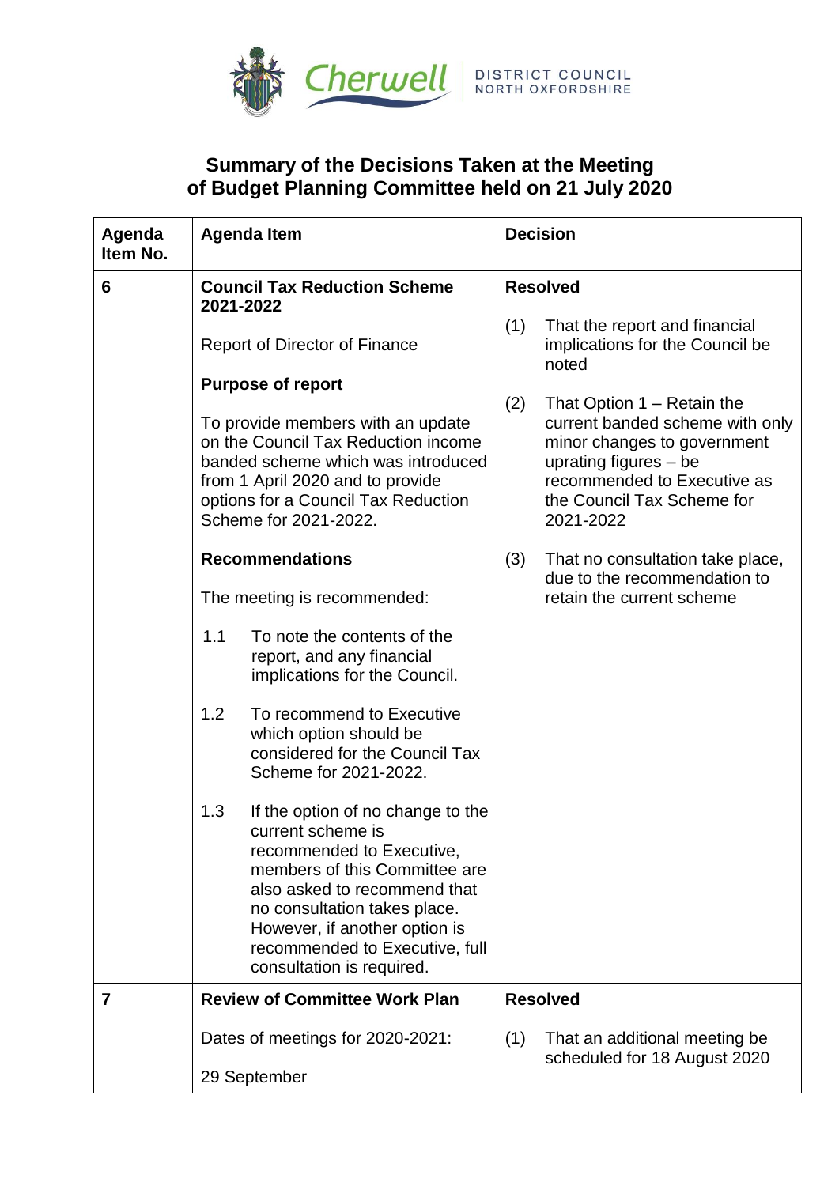Cherwell DISTRICT COUNCIL NORTH OXFORDSHIRE

# Summary of the Decisions Taken at the Meeting of Budget Planning Committee held on 21 July 2020

| Agenda Item No. | Agenda Item | Decision |
|---|---|---|
| 6 | **Council Tax Reduction Scheme 2021-2022**<br><br>Report of Director of Finance<br><br>**Purpose of report**<br><br>To provide members with an update on the Council Tax Reduction income banded scheme which was introduced from 1 April 2020 and to provide options for a Council Tax Reduction Scheme for 2021-2022.<br><br>**Recommendations**<br><br>The meeting is recommended:<br><br>1.1 To note the contents of the report, and any financial implications for the Council.<br><br>1.2 To recommend to Executive which option should be considered for the Council Tax Scheme for 2021-2022.<br><br>1.3 If the option of no change to the current scheme is recommended to Executive, members of this Committee are also asked to recommend that no consultation takes place. However, if another option is recommended to Executive, full consultation is required. | **Resolved**<br><br>(1) That the report and financial implications for the Council be noted<br><br>(2) That Option 1 – Retain the current banded scheme with only minor changes to government uprating figures – be recommended to Executive as the Council Tax Scheme for 2021-2022<br><br>(3) That no consultation take place, due to the recommendation to retain the current scheme |
| 7 | **Review of Committee Work Plan**<br><br>Dates of meetings for 2020-2021:<br><br>29 September | **Resolved**<br><br>(1) That an additional meeting be scheduled for 18 August 2020 |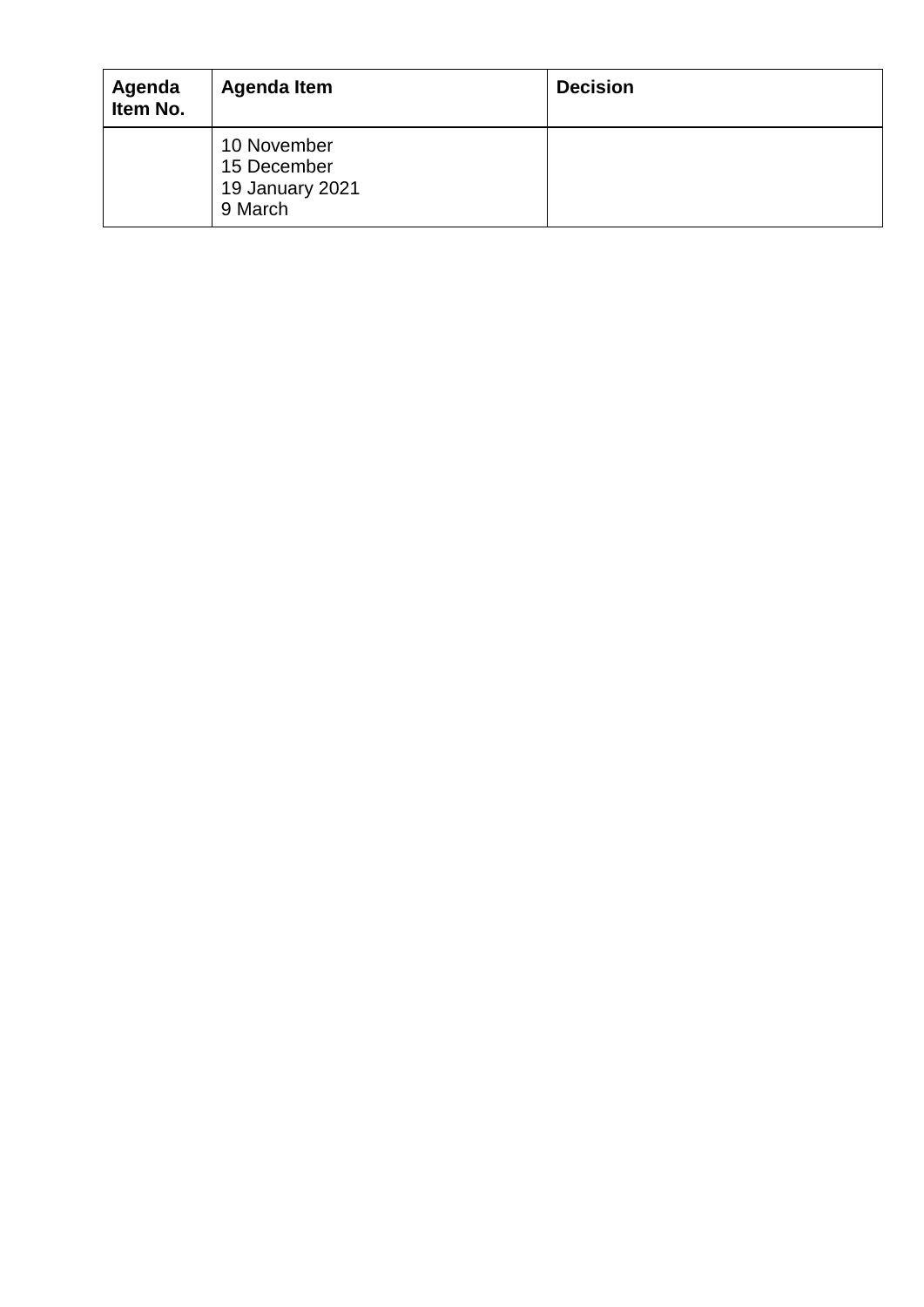| Agenda Item No. | Agenda Item | Decision |
|---|---|---|
| | 10 November<br>15 December<br>19 January 2021<br>9 March | |